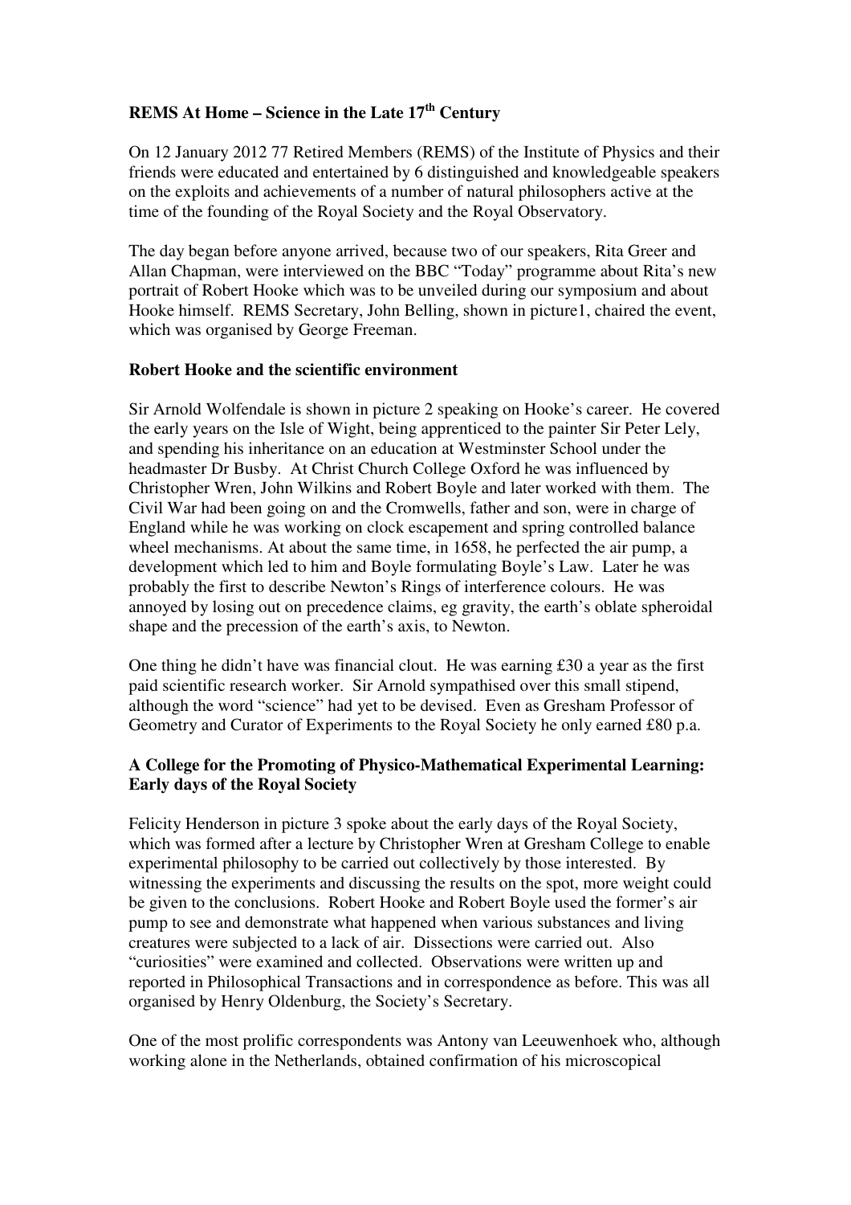# REMS At Home – Science in the Late 17th Century

On 12 January 2012 77 Retired Members (REMS) of the Institute of Physics and their friends were educated and entertained by 6 distinguished and knowledgeable speakers on the exploits and achievements of a number of natural philosophers active at the time of the founding of the Royal Society and the Royal Observatory.

The day began before anyone arrived, because two of our speakers, Rita Greer and Allan Chapman, were interviewed on the BBC "Today" programme about Rita's new portrait of Robert Hooke which was to be unveiled during our symposium and about Hooke himself. REMS Secretary, John Belling, shown in picture1, chaired the event, which was organised by George Freeman.

## Robert Hooke and the scientific environment

Sir Arnold Wolfendale is shown in picture 2 speaking on Hooke's career. He covered the early years on the Isle of Wight, being apprenticed to the painter Sir Peter Lely, and spending his inheritance on an education at Westminster School under the headmaster Dr Busby. At Christ Church College Oxford he was influenced by Christopher Wren, John Wilkins and Robert Boyle and later worked with them. The Civil War had been going on and the Cromwells, father and son, were in charge of England while he was working on clock escapement and spring controlled balance wheel mechanisms. At about the same time, in 1658, he perfected the air pump, a development which led to him and Boyle formulating Boyle's Law. Later he was probably the first to describe Newton's Rings of interference colours. He was annoyed by losing out on precedence claims, eg gravity, the earth's oblate spheroidal shape and the precession of the earth's axis, to Newton.

One thing he didn't have was financial clout. He was earning £30 a year as the first paid scientific research worker. Sir Arnold sympathised over this small stipend, although the word "science" had yet to be devised. Even as Gresham Professor of Geometry and Curator of Experiments to the Royal Society he only earned £80 p.a.

## A College for the Promoting of Physico-Mathematical Experimental Learning: Early days of the Royal Society

Felicity Henderson in picture 3 spoke about the early days of the Royal Society, which was formed after a lecture by Christopher Wren at Gresham College to enable experimental philosophy to be carried out collectively by those interested. By witnessing the experiments and discussing the results on the spot, more weight could be given to the conclusions. Robert Hooke and Robert Boyle used the former's air pump to see and demonstrate what happened when various substances and living creatures were subjected to a lack of air. Dissections were carried out. Also "curiosities" were examined and collected. Observations were written up and reported in Philosophical Transactions and in correspondence as before. This was all organised by Henry Oldenburg, the Society's Secretary.

One of the most prolific correspondents was Antony van Leeuwenhoek who, although working alone in the Netherlands, obtained confirmation of his microscopical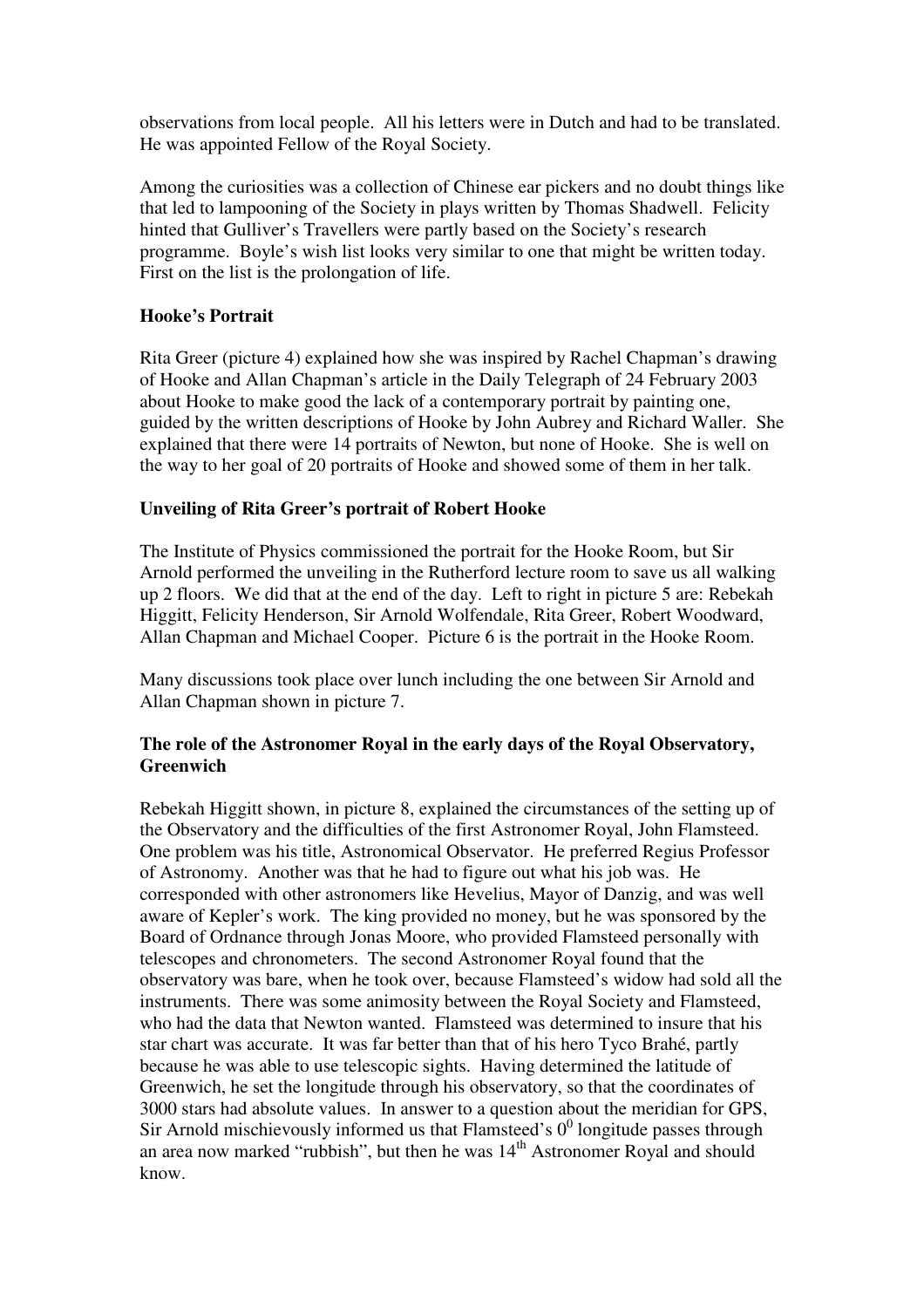observations from local people. All his letters were in Dutch and had to be translated. He was appointed Fellow of the Royal Society.

Among the curiosities was a collection of Chinese ear pickers and no doubt things like that led to lampooning of the Society in plays written by Thomas Shadwell. Felicity hinted that Gulliver's Travellers were partly based on the Society's research programme. Boyle's wish list looks very similar to one that might be written today. First on the list is the prolongation of life.

**Hooke's Portrait**

Rita Greer (picture 4) explained how she was inspired by Rachel Chapman's drawing of Hooke and Allan Chapman's article in the Daily Telegraph of 24 February 2003 about Hooke to make good the lack of a contemporary portrait by painting one, guided by the written descriptions of Hooke by John Aubrey and Richard Waller. She explained that there were 14 portraits of Newton, but none of Hooke. She is well on the way to her goal of 20 portraits of Hooke and showed some of them in her talk.

**Unveiling of Rita Greer's portrait of Robert Hooke**

The Institute of Physics commissioned the portrait for the Hooke Room, but Sir Arnold performed the unveiling in the Rutherford lecture room to save us all walking up 2 floors. We did that at the end of the day. Left to right in picture 5 are: Rebekah Higgitt, Felicity Henderson, Sir Arnold Wolfendale, Rita Greer, Robert Woodward, Allan Chapman and Michael Cooper. Picture 6 is the portrait in the Hooke Room.

Many discussions took place over lunch including the one between Sir Arnold and Allan Chapman shown in picture 7.

**The role of the Astronomer Royal in the early days of the Royal Observatory, Greenwich**

Rebekah Higgitt shown, in picture 8, explained the circumstances of the setting up of the Observatory and the difficulties of the first Astronomer Royal, John Flamsteed. One problem was his title, Astronomical Observator. He preferred Regius Professor of Astronomy. Another was that he had to figure out what his job was. He corresponded with other astronomers like Hevelius, Mayor of Danzig, and was well aware of Kepler's work. The king provided no money, but he was sponsored by the Board of Ordnance through Jonas Moore, who provided Flamsteed personally with telescopes and chronometers. The second Astronomer Royal found that the observatory was bare, when he took over, because Flamsteed's widow had sold all the instruments. There was some animosity between the Royal Society and Flamsteed, who had the data that Newton wanted. Flamsteed was determined to insure that his star chart was accurate. It was far better than that of his hero Tyco Brahé, partly because he was able to use telescopic sights. Having determined the latitude of Greenwich, he set the longitude through his observatory, so that the coordinates of 3000 stars had absolute values. In answer to a question about the meridian for GPS, Sir Arnold mischievously informed us that Flamsteed's $0^0$ longitude passes through an area now marked "rubbish", but then he was 14th Astronomer Royal and should know.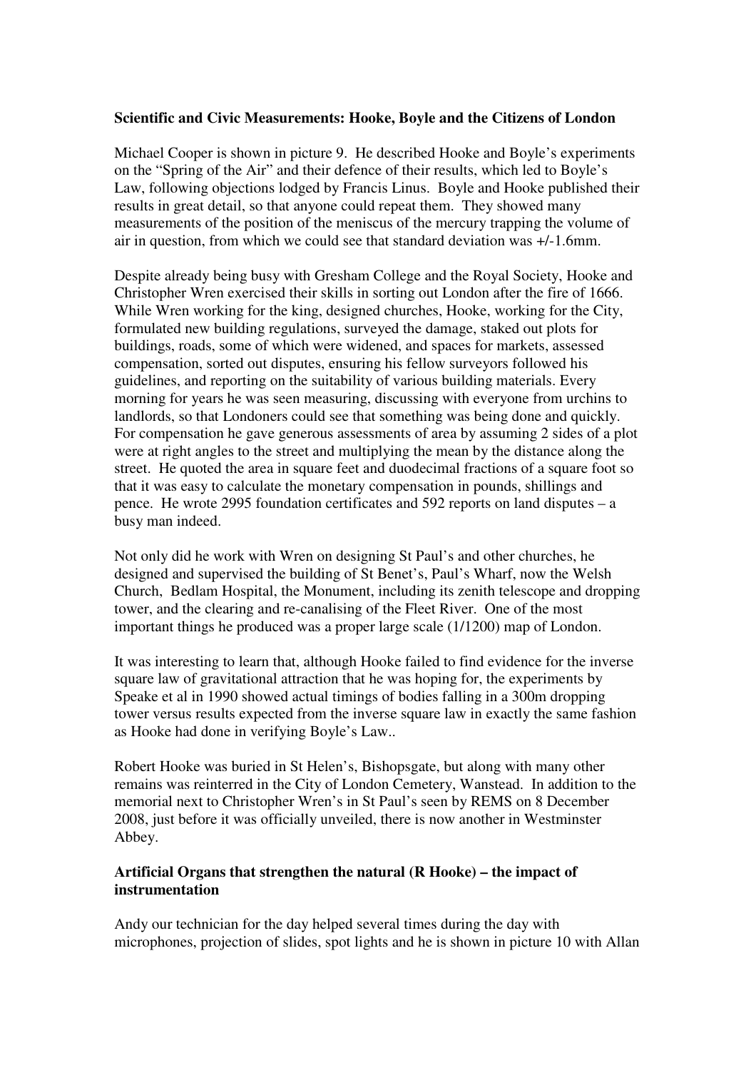**Scientific and Civic Measurements: Hooke, Boyle and the Citizens of London**

Michael Cooper is shown in picture 9. He described Hooke and Boyle's experiments on the "Spring of the Air" and their defence of their results, which led to Boyle's Law, following objections lodged by Francis Linus. Boyle and Hooke published their results in great detail, so that anyone could repeat them. They showed many measurements of the position of the meniscus of the mercury trapping the volume of air in question, from which we could see that standard deviation was +/-1.6mm.

Despite already being busy with Gresham College and the Royal Society, Hooke and Christopher Wren exercised their skills in sorting out London after the fire of 1666. While Wren working for the king, designed churches, Hooke, working for the City, formulated new building regulations, surveyed the damage, staked out plots for buildings, roads, some of which were widened, and spaces for markets, assessed compensation, sorted out disputes, ensuring his fellow surveyors followed his guidelines, and reporting on the suitability of various building materials. Every morning for years he was seen measuring, discussing with everyone from urchins to landlords, so that Londoners could see that something was being done and quickly. For compensation he gave generous assessments of area by assuming 2 sides of a plot were at right angles to the street and multiplying the mean by the distance along the street. He quoted the area in square feet and duodecimal fractions of a square foot so that it was easy to calculate the monetary compensation in pounds, shillings and pence. He wrote 2995 foundation certificates and 592 reports on land disputes – a busy man indeed.

Not only did he work with Wren on designing St Paul's and other churches, he designed and supervised the building of St Benet's, Paul's Wharf, now the Welsh Church, Bedlam Hospital, the Monument, including its zenith telescope and dropping tower, and the clearing and re-canalising of the Fleet River. One of the most important things he produced was a proper large scale (1/1200) map of London.

It was interesting to learn that, although Hooke failed to find evidence for the inverse square law of gravitational attraction that he was hoping for, the experiments by Speake et al in 1990 showed actual timings of bodies falling in a 300m dropping tower versus results expected from the inverse square law in exactly the same fashion as Hooke had done in verifying Boyle's Law..

Robert Hooke was buried in St Helen's, Bishopsgate, but along with many other remains was reinterred in the City of London Cemetery, Wanstead. In addition to the memorial next to Christopher Wren's in St Paul's seen by REMS on 8 December 2008, just before it was officially unveiled, there is now another in Westminster Abbey.

**Artificial Organs that strengthen the natural (R Hooke) – the impact of instrumentation**

Andy our technician for the day helped several times during the day with microphones, projection of slides, spot lights and he is shown in picture 10 with Allan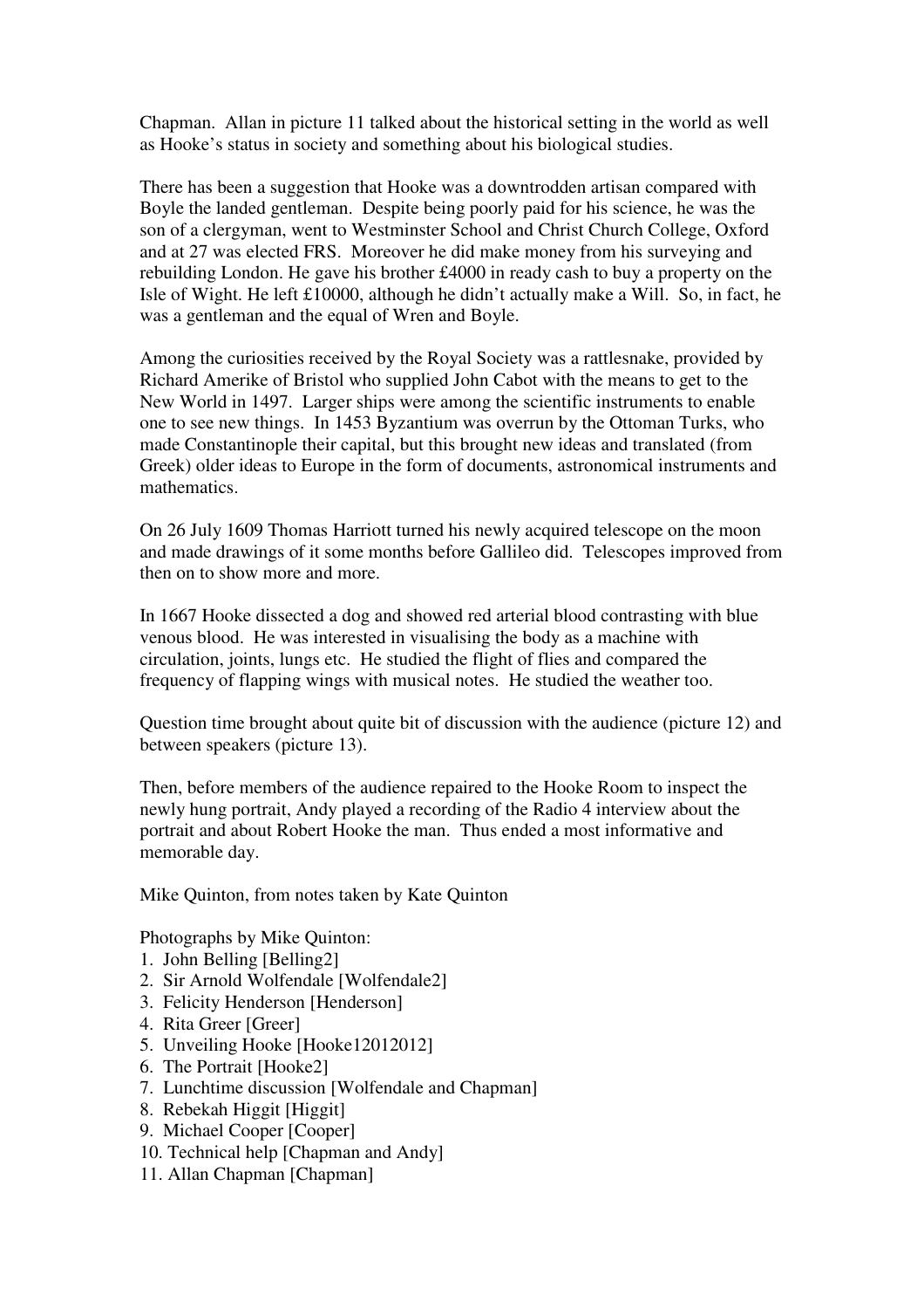Chapman. Allan in picture 11 talked about the historical setting in the world as well as Hooke's status in society and something about his biological studies.

There has been a suggestion that Hooke was a downtrodden artisan compared with Boyle the landed gentleman. Despite being poorly paid for his science, he was the son of a clergyman, went to Westminster School and Christ Church College, Oxford and at 27 was elected FRS. Moreover he did make money from his surveying and rebuilding London. He gave his brother £4000 in ready cash to buy a property on the Isle of Wight. He left £10000, although he didn't actually make a Will. So, in fact, he was a gentleman and the equal of Wren and Boyle.

Among the curiosities received by the Royal Society was a rattlesnake, provided by Richard Amerike of Bristol who supplied John Cabot with the means to get to the New World in 1497. Larger ships were among the scientific instruments to enable one to see new things. In 1453 Byzantium was overrun by the Ottoman Turks, who made Constantinople their capital, but this brought new ideas and translated (from Greek) older ideas to Europe in the form of documents, astronomical instruments and mathematics.

On 26 July 1609 Thomas Harriott turned his newly acquired telescope on the moon and made drawings of it some months before Gallileo did. Telescopes improved from then on to show more and more.

In 1667 Hooke dissected a dog and showed red arterial blood contrasting with blue venous blood. He was interested in visualising the body as a machine with circulation, joints, lungs etc. He studied the flight of flies and compared the frequency of flapping wings with musical notes. He studied the weather too.

Question time brought about quite bit of discussion with the audience (picture 12) and between speakers (picture 13).

Then, before members of the audience repaired to the Hooke Room to inspect the newly hung portrait, Andy played a recording of the Radio 4 interview about the portrait and about Robert Hooke the man. Thus ended a most informative and memorable day.

Mike Quinton, from notes taken by Kate Quinton

Photographs by Mike Quinton:

1. John Belling [Belling2]
2. Sir Arnold Wolfendale [Wolfendale2]
3. Felicity Henderson [Henderson]
4. Rita Greer [Greer]
5. Unveiling Hooke [Hooke12012012]
6. The Portrait [Hooke2]
7. Lunchtime discussion [Wolfendale and Chapman]
8. Rebekah Higgit [Higgit]
9. Michael Cooper [Cooper]
10. Technical help [Chapman and Andy]
11. Allan Chapman [Chapman]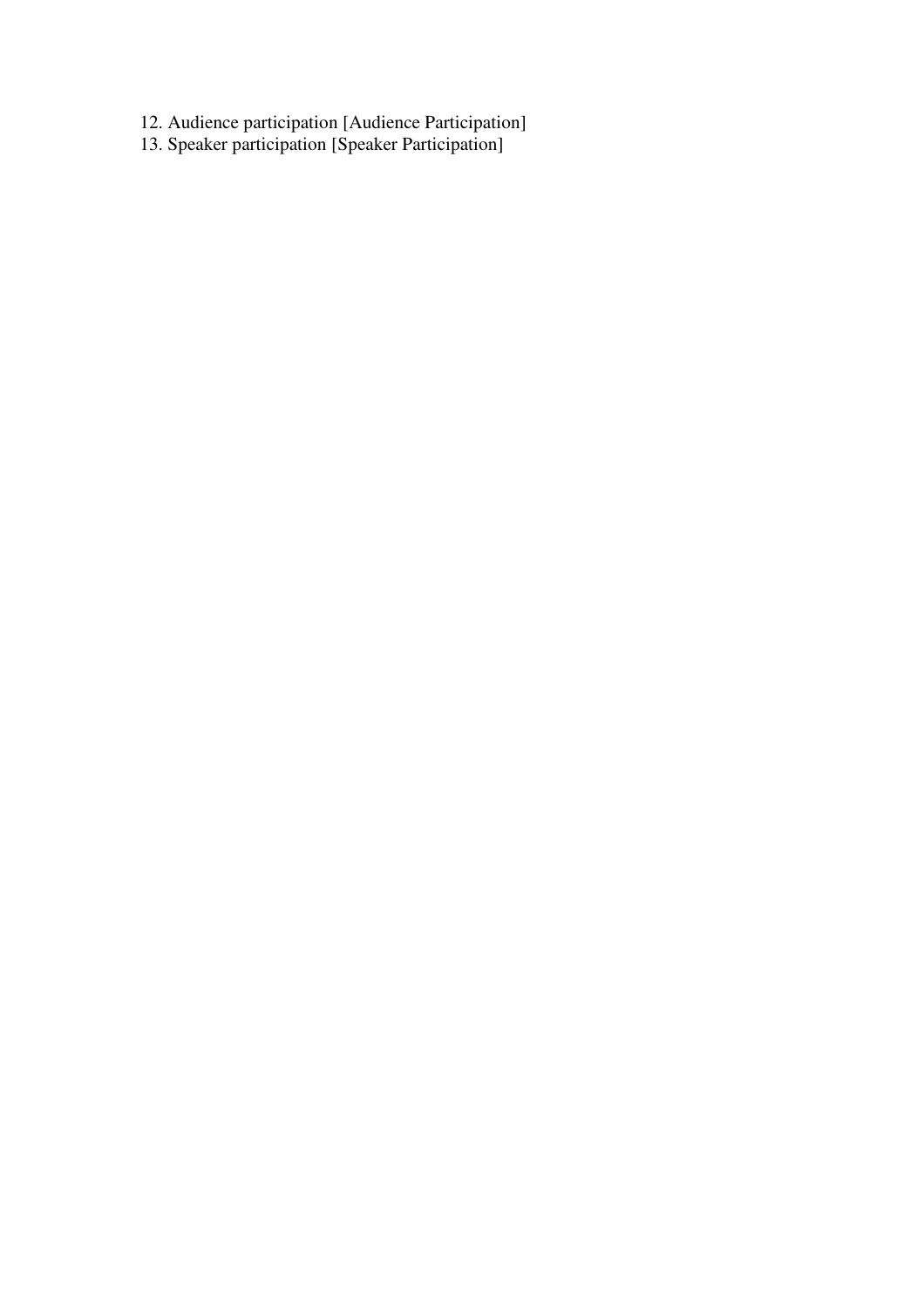12. Audience participation [Audience Participation]
13. Speaker participation [Speaker Participation]